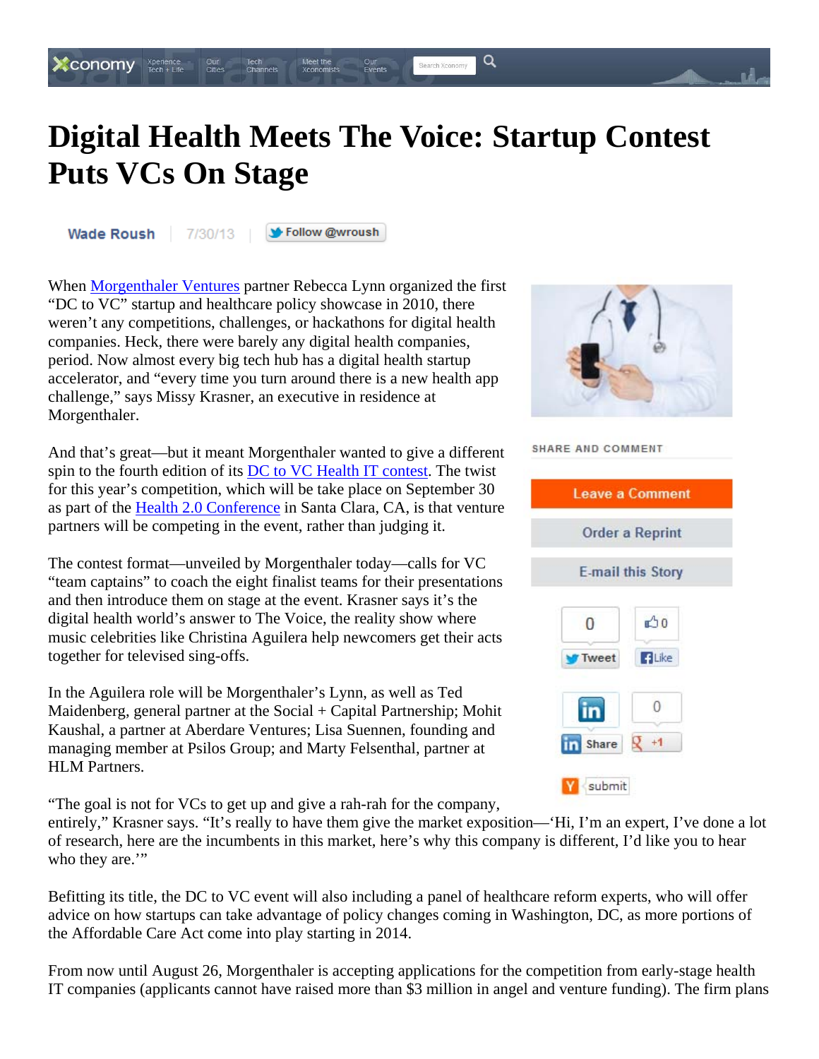# Digital Health Meets The Voice: Startup Contest Puts VCs On Stage

Wade Roush | 7/30/13

When Morgenthaler Ventures partner Rebecca Lynn organized the first "DC to VC" startup and healthcare policy showcase in 2010, there weren't any competitions, challenges, or hackathons for digital health companies. Heck, there were barely any digital health companies, period. Now almost every big tech hub has a digital health startup accelerator, and "every time you turn around there is a new health app challenge," says Missy Krasner, an executive in residence at Morgenthaler.

And that's great—but it meant Morgenthaler wanted to give a different spin to the fourth edition of its DC to VC Health IT contest. The twist for this year's competition, which will be take place on September 30 as part of the Health 2.0 Conference in Santa Clara, CA, is that venture partners will be competing in the event, rather than judging it.

The contest format—unveiled by Morgenthaler today—calls for VC "team captains" to coach the eight finalist teams for their presentations and then introduce them on stage at the event. Krasner says it's the digital health world's answer to The Voice, the reality show where music celebrities like Christina Aguilera help newcomers get their acts together for televised sing-offs.

In the Aguilera role will be Morgenthaler's Lynn, as well as Ted Maidenberg, general partner at the Social + Capital Partnership; Mohit Kaushal, a partner at Aberdare Ventures; Lisa Suennen, founding and managing member at Psilos Group; and Marty Felsenthal, partner at HLM Partners.

"The goal is not for VCs to get up and give a rah-rah for the company, entirely," Krasner says. "It's really to have them give the market exposition—'Hi, I'm an expert, I've done a lot of research, here are the incumbents in this market, here's why this company is different, I'd like you to hear who they are.'"

Befitting its title, the DC to VC event will also including a panel of healthcare reform experts, who will offer advice on how startups can take advantage of policy changes coming in Washington, DC, as more portions of the Affordable Care Act come into play starting in 2014.

From now until August 26, Morgenthaler is accepting applications for the competition from early-stage health IT companies (applicants cannot have raised more than $3 million in angel and venture funding). The firm plans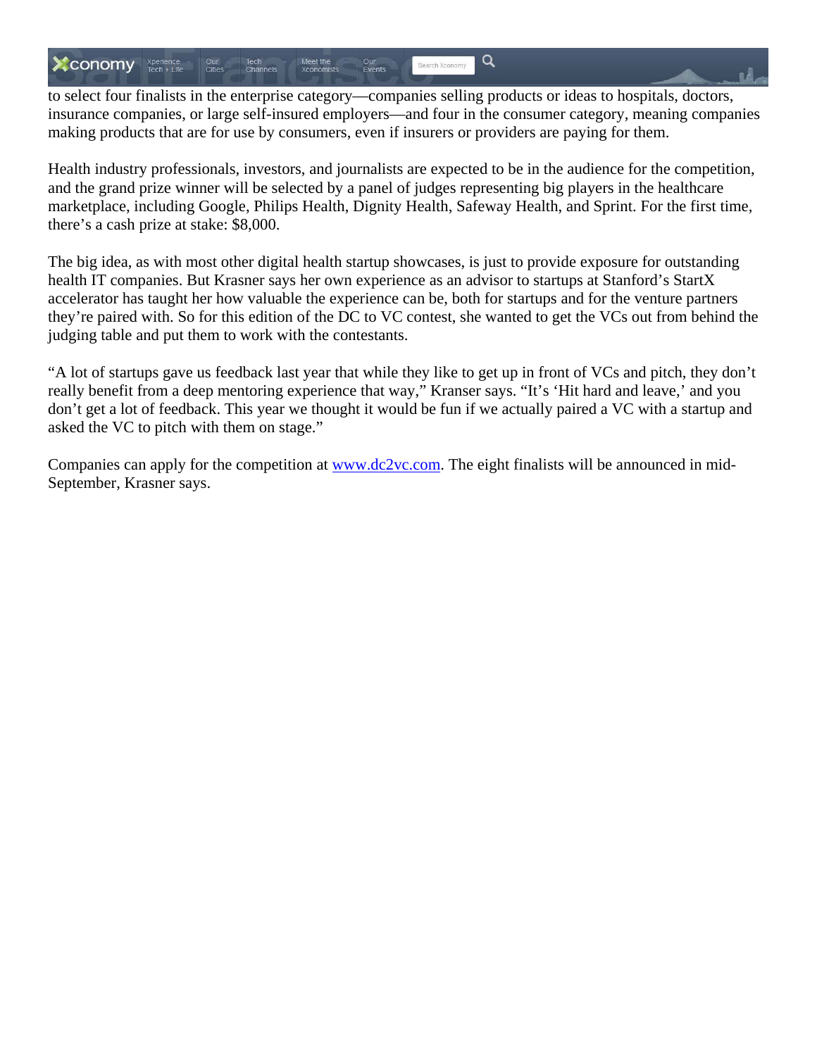to select four finalists in the enterprise category—companies selling products or ideas to hospitals, doctors, insurance companies, or large self-insured employers—and four in the consumer category, meaning companies making products that are for use by consumers, even if insurers or providers are paying for them.

Health industry professionals, investors, and journalists are expected to be in the audience for the competition, and the grand prize winner will be selected by a panel of judges representing big players in the healthcare marketplace, including Google, Philips Health, Dignity Health, Safeway Health, and Sprint. For the first time, there's a cash prize at stake: $8,000.

The big idea, as with most other digital health startup showcases, is just to provide exposure for outstanding health IT companies. But Krasner says her own experience as an advisor to startups at Stanford's StartX accelerator has taught her how valuable the experience can be, both for startups and for the venture partners they're paired with. So for this edition of the DC to VC contest, she wanted to get the VCs out from behind the judging table and put them to work with the contestants.

"A lot of startups gave us feedback last year that while they like to get up in front of VCs and pitch, they don't really benefit from a deep mentoring experience that way," Kranser says. "It's 'Hit hard and leave,' and you don't get a lot of feedback. This year we thought it would be fun if we actually paired a VC with a startup and asked the VC to pitch with them on stage."

Companies can apply for the competition at [www.dc2vc.com](http://www.dc2vc.com). The eight finalists will be announced in mid-September, Krasner says.